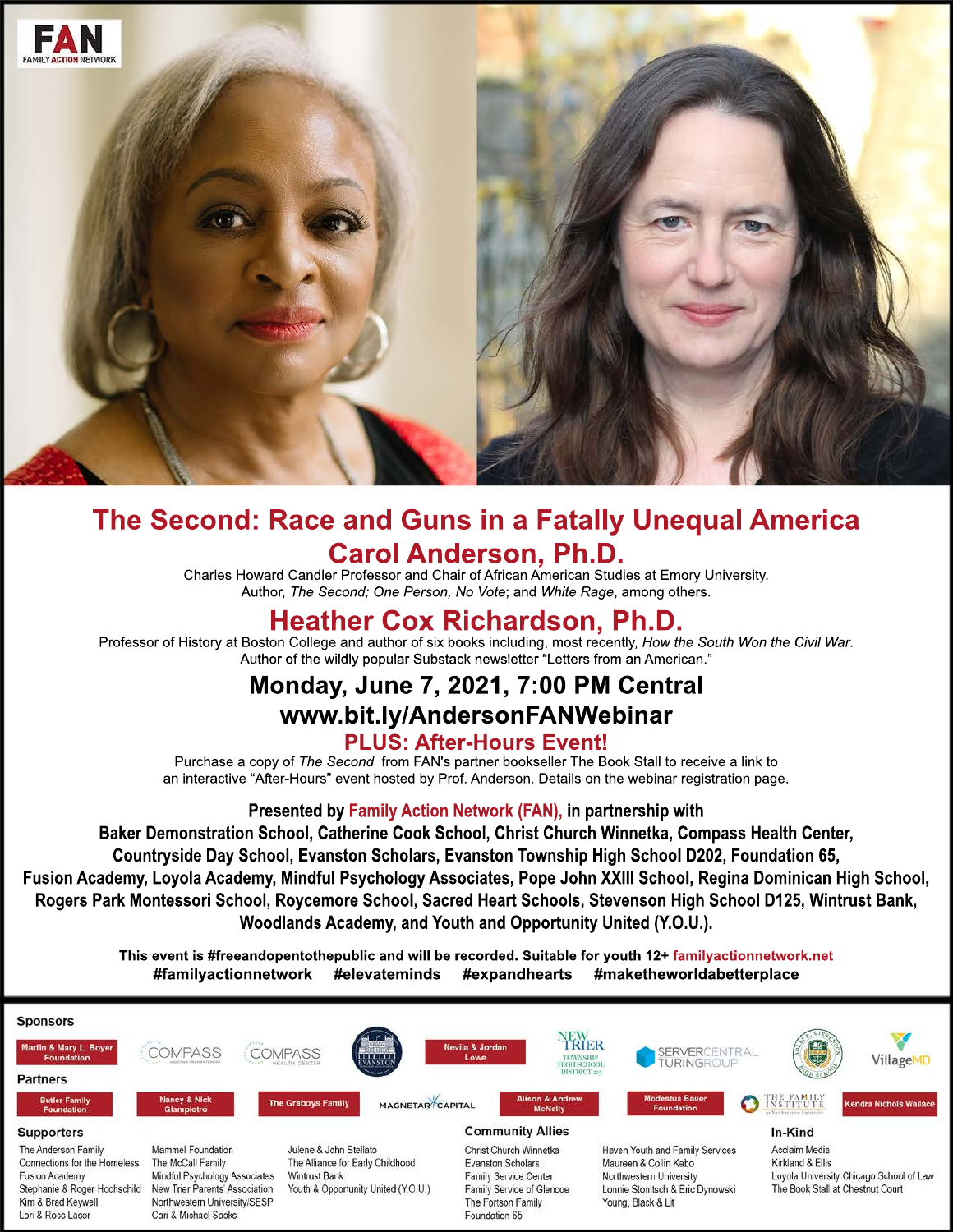FAN
FAMILY ACTION NETWORK

# The Second: Race and Guns in a Fatally Unequal America

## Carol Anderson, Ph.D.

Charles Howard Candler Professor and Chair of African American Studies at Emory University.
Author, *The Second; One Person, No Vote*; and *White Rage*, among others.

## Heather Cox Richardson, Ph.D.

Professor of History at Boston College and author of six books including, most recently, *How the South Won the Civil War*.
Author of the wildly popular Substack newsletter "Letters from an American."

## Monday, June 7, 2021, 7:00 PM Central

## www.bit.ly/AndersonFANWebinar

### PLUS: After-Hours Event!

Purchase a copy of *The Second* from FAN's partner bookseller The Book Stall to receive a link to an interactive "After-Hours" event hosted by Prof. Anderson. Details on the webinar registration page.

**Presented by Family Action Network (FAN), in partnership with Baker Demonstration School, Catherine Cook School, Christ Church Winnetka, Compass Health Center, Countryside Day School, Evanston Scholars, Evanston Township High School D202, Foundation 65, Fusion Academy, Loyola Academy, Mindful Psychology Associates, Pope John XXIII School, Regina Dominican High School, Rogers Park Montessori School, Roycemore School, Sacred Heart Schools, Stevenson High School D125, Wintrust Bank, Woodlands Academy, and Youth and Opportunity United (Y.O.U.).**

**This event is #freeandopentothepublic and will be recorded. Suitable for youth 12+ familyactionnetwork.net**
**#familyactionnetwork #elevateminds #expandhearts #maketheworldabetterplace**

### Sponsors

Martin & Mary L. Boyer Foundation, COMPASS, COMPASS Health Center, Evanston, Nevila & Jordan Lowe, New Trier Township High School District 203, ServerCentral Turing Group, Adlai E. Stevenson High School, VillageMD

### Partners

Butler Family Foundation, Nancy & Nick Giampietro, The Graboys Family, Magnetar Capital, Alison & Andrew McNally, Modestus Bauer Foundation, The Family Institute at Northwestern University, Kendra Nichols Wallace

### Supporters

The Anderson Family
Connections for the Homeless
Fusion Academy
Stephanie & Roger Hochschild
Kim & Brad Keywell
Lori & Ross Laser
Mammel Foundation
The McCall Family
Mindful Psychology Associates
New Trier Parents' Association
Northwestern University/SESP
Cari & Michael Sacks
Julene & John Stellato
The Alliance for Early Childhood
Wintrust Bank
Youth & Opportunity United (Y.O.U.)

### Community Allies

Christ Church Winnetka
Evanston Scholars
Family Service Center
Family Service of Glencoe
The Fortson Family
Foundation 65
Haven Youth and Family Services
Maureen & Colin Kebo
Northwestern University
Lonnie Stonitsch & Eric Dynowski
Young, Black & Lit

### In-Kind

Acclaim Media
Kirkland & Ellis
Loyola University Chicago School of Law
The Book Stall at Chestnut Court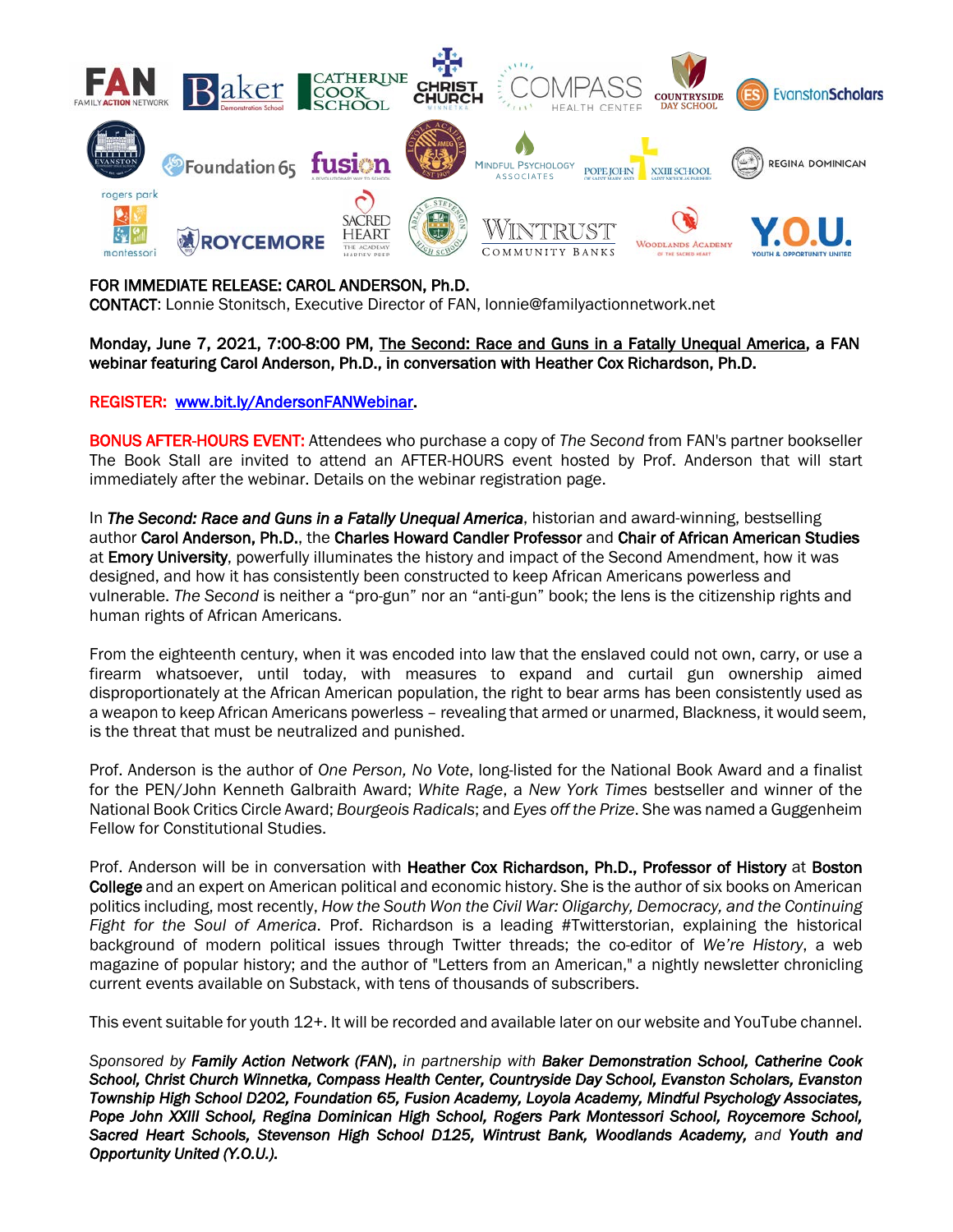**FOR IMMEDIATE RELEASE: CAROL ANDERSON, Ph.D.**
**CONTACT**: Lonnie Stonitsch, Executive Director of FAN, lonnie@familyactionnetwork.net

**Monday, June 7, 2021, 7:00-8:00 PM, The Second: Race and Guns in a Fatally Unequal America, a FAN webinar featuring Carol Anderson, Ph.D., in conversation with Heather Cox Richardson, Ph.D.**

**REGISTER: www.bit.ly/AndersonFANWebinar.**

**BONUS AFTER-HOURS EVENT:** Attendees who purchase a copy of *The Second* from FAN's partner bookseller The Book Stall are invited to attend an AFTER-HOURS event hosted by Prof. Anderson that will start immediately after the webinar. Details on the webinar registration page.

In ***The Second: Race and Guns in a Fatally Unequal America***, historian and award-winning, bestselling author **Carol Anderson, Ph.D.**, the **Charles Howard Candler Professor** and **Chair of African American Studies** at **Emory University**, powerfully illuminates the history and impact of the Second Amendment, how it was designed, and how it has consistently been constructed to keep African Americans powerless and vulnerable. *The Second* is neither a "pro-gun" nor an "anti-gun" book; the lens is the citizenship rights and human rights of African Americans.

From the eighteenth century, when it was encoded into law that the enslaved could not own, carry, or use a firearm whatsoever, until today, with measures to expand and curtail gun ownership aimed disproportionately at the African American population, the right to bear arms has been consistently used as a weapon to keep African Americans powerless – revealing that armed or unarmed, Blackness, it would seem, is the threat that must be neutralized and punished.

Prof. Anderson is the author of *One Person, No Vote*, long-listed for the National Book Award and a finalist for the PEN/John Kenneth Galbraith Award; *White Rage*, a *New York Times* bestseller and winner of the National Book Critics Circle Award; *Bourgeois Radicals*; and *Eyes off the Prize*. She was named a Guggenheim Fellow for Constitutional Studies.

Prof. Anderson will be in conversation with **Heather Cox Richardson, Ph.D., Professor of History** at **Boston College** and an expert on American political and economic history. She is the author of six books on American politics including, most recently, *How the South Won the Civil War: Oligarchy, Democracy, and the Continuing Fight for the Soul of America*. Prof. Richardson is a leading #Twitterstorian, explaining the historical background of modern political issues through Twitter threads; the co-editor of *We're History*, a web magazine of popular history; and the author of "Letters from an American," a nightly newsletter chronicling current events available on Substack, with tens of thousands of subscribers.

This event suitable for youth 12+. It will be recorded and available later on our website and YouTube channel.

*Sponsored by **Family Action Network (FAN)**, in partnership with **Baker Demonstration School, Catherine Cook School, Christ Church Winnetka, Compass Health Center, Countryside Day School, Evanston Scholars, Evanston Township High School D202, Foundation 65, Fusion Academy, Loyola Academy, Mindful Psychology Associates, Pope John XXIII School, Regina Dominican High School, Rogers Park Montessori School, Roycemore School, Sacred Heart Schools, Stevenson High School D125, Wintrust Bank, Woodlands Academy,** and **Youth and Opportunity United (Y.O.U.).***